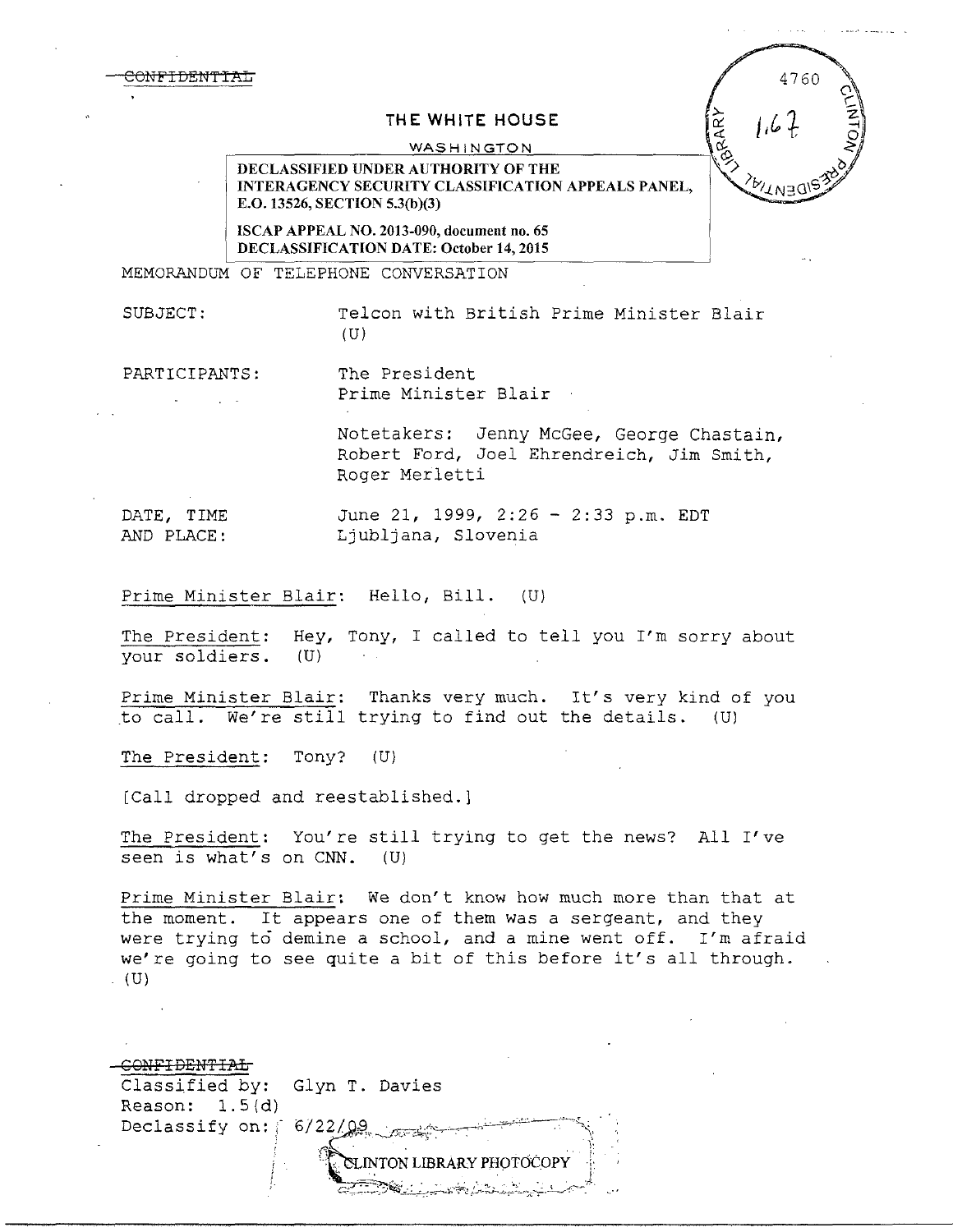~~CONFIDENTIAL~~

**THE WHITE HOUSE**

WASHINGTON

DECLASSIFIED UNDER AUTHORITY OF THE INTERAGENCY SECURITY CLASSIFICATION APPEALS PANEL, E.O. 13526, SECTION 5.3(b)(3)

ISCAP APPEAL NO. 2013-090, document no. 65
DECLASSIFICATION DATE: October 14, 2015

4760

1.67

CLINTON PRESIDENTIAL LIBRARY

MEMORANDUM OF TELEPHONE CONVERSATION

SUBJECT: Telcon with British Prime Minister Blair (U)

PARTICIPANTS: The President
Prime Minister Blair

Notetakers: Jenny McGee, George Chastain, Robert Ford, Joel Ehrendreich, Jim Smith, Roger Merletti

DATE, TIME AND PLACE: June 21, 1999, 2:26 - 2:33 p.m. EDT
Ljubljana, Slovenia

Prime Minister Blair: Hello, Bill. (U)

The President: Hey, Tony, I called to tell you I'm sorry about your soldiers. (U)

Prime Minister Blair: Thanks very much. It's very kind of you to call. We're still trying to find out the details. (U)

The President: Tony? (U)

[Call dropped and reestablished.]

The President: You're still trying to get the news? All I've seen is what's on CNN. (U)

Prime Minister Blair: We don't know how much more than that at the moment. It appears one of them was a sergeant, and they were trying to demine a school, and a mine went off. I'm afraid we're going to see quite a bit of this before it's all through. (U)

~~CONFIDENTIAL~~
Classified by: Glyn T. Davies
Reason: 1.5(d)
Declassify on: 6/22/09

CLINTON LIBRARY PHOTOCOPY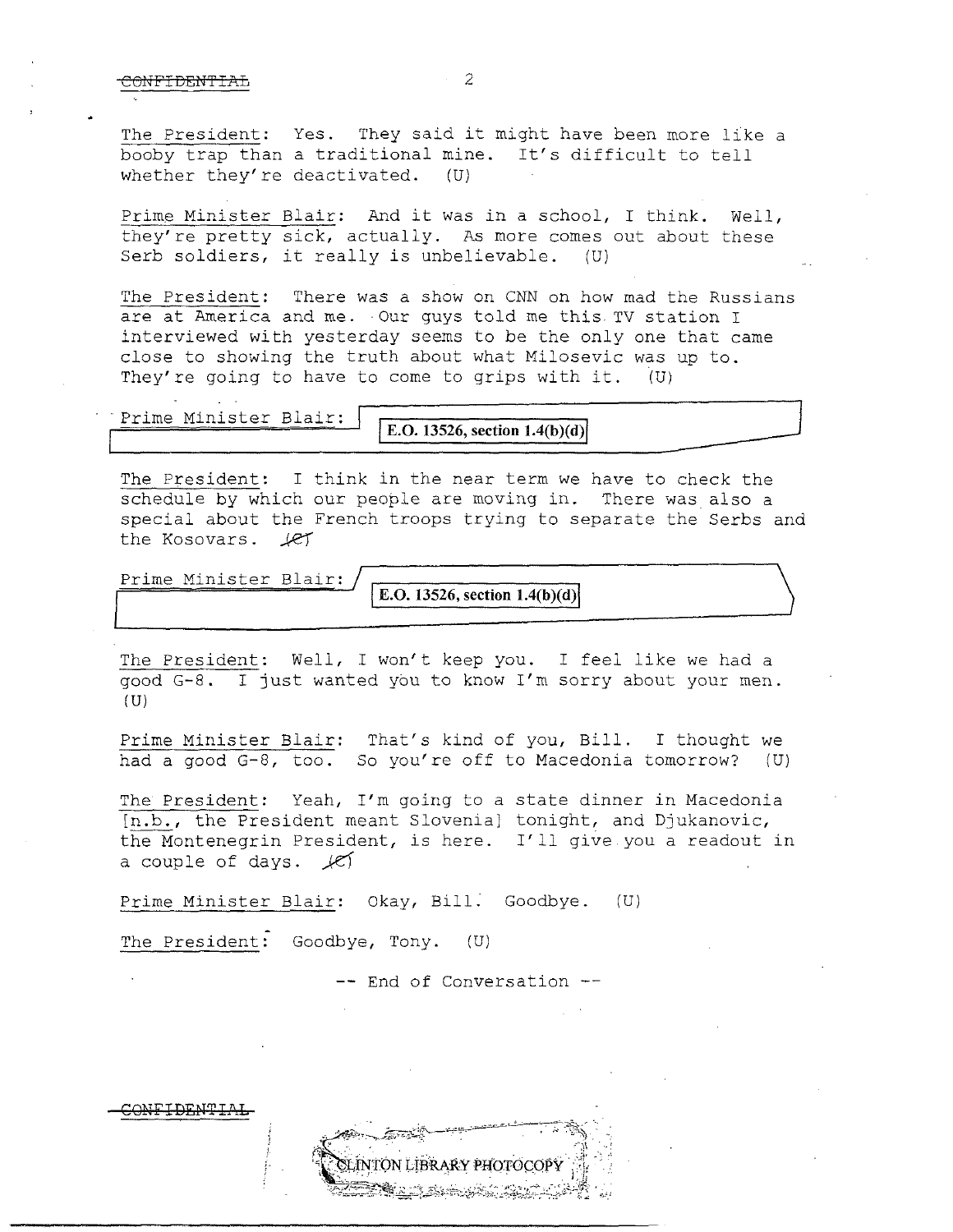The President: Yes. They said it might have been more like a booby trap than a traditional mine. It's difficult to tell whether they're deactivated. (U)

Prime Minister Blair: And it was in a school, I think. Well, they're pretty sick, actually. As more comes out about these Serb soldiers, it really is unbelievable. (U)

The President: There was a show on CNN on how mad the Russians are at America and me. Our guys told me this TV station I interviewed with yesterday seems to be the only one that came close to showing the truth about what Milosevic was up to. They're going to have to come to grips with it. (U)

Prime Minister Blair: **E.O. 13526, section 1.4(b)(d)**

The President: I think in the near term we have to check the schedule by which our people are moving in. There was also a special about the French troops trying to separate the Serbs and the Kosovars. (C)

Prime Minister Blair: **E.O. 13526, section 1.4(b)(d)**

The President: Well, I won't keep you. I feel like we had a good G-8. I just wanted you to know I'm sorry about your men. (U)

Prime Minister Blair: That's kind of you, Bill. I thought we had a good G-8, too. So you're off to Macedonia tomorrow? (U)

The President: Yeah, I'm going to a state dinner in Macedonia [n.b., the President meant Slovenia] tonight, and Djukanovic, the Montenegrin President, is here. I'll give you a readout in a couple of days. (C)

Prime Minister Blair: Okay, Bill. Goodbye. (U)

The President: Goodbye, Tony. (U)

-- End of Conversation --

CONFIDENTIAL

CLINTON LIBRARY PHOTOCOPY